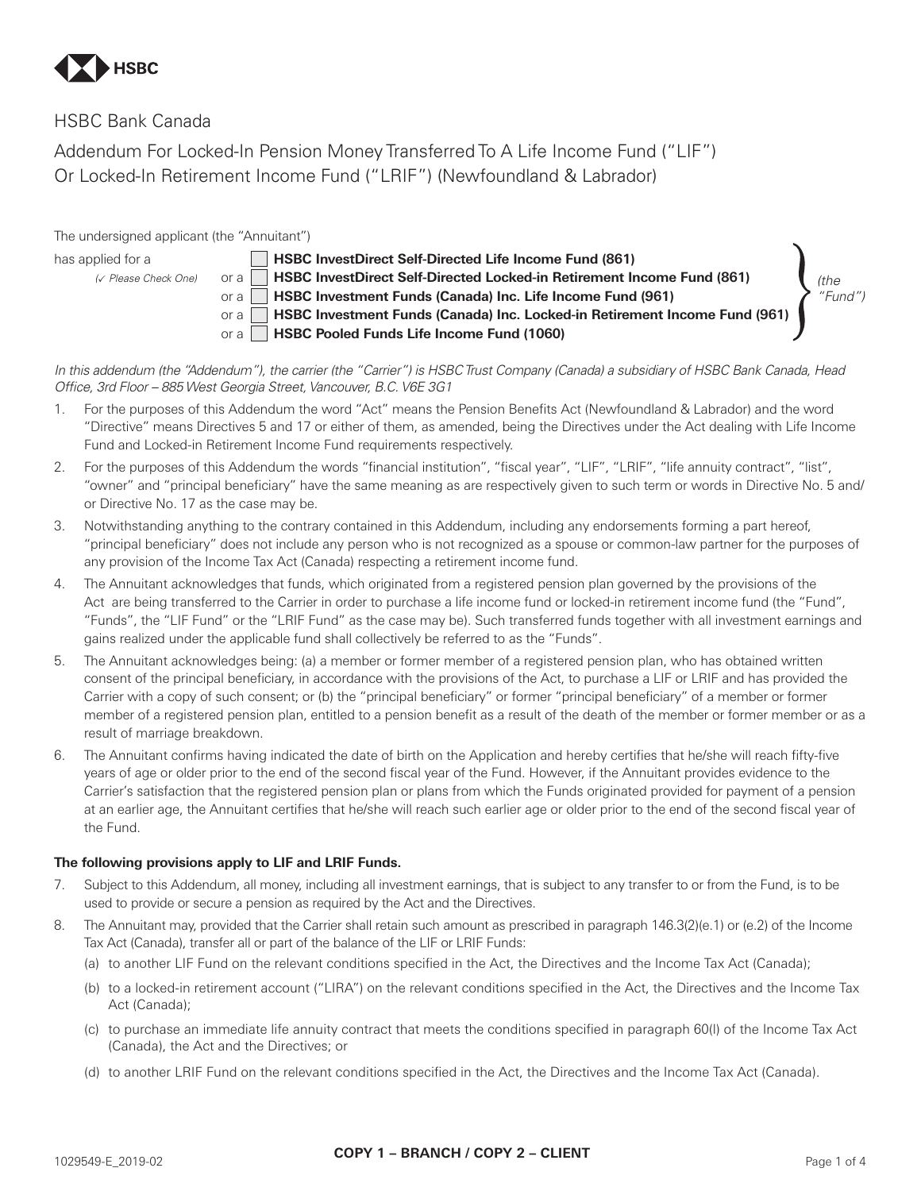HSBC

HSBC Bank Canada

# Addendum For Locked-In Pension Money Transferred To A Life Income Fund ("LIF") Or Locked-In Retirement Income Fund ("LRIF") (Newfoundland & Labrador)

The undersigned applicant (the "Annuitant")

has applied for a *(✓ Please Check One)*

- ☐ **HSBC InvestDirect Self-Directed Life Income Fund (861)**
- or a ☐ **HSBC InvestDirect Self-Directed Locked-in Retirement Income Fund (861)**
- or a ☐ **HSBC Investment Funds (Canada) Inc. Life Income Fund (961)**
- or a ☐ **HSBC Investment Funds (Canada) Inc. Locked-in Retirement Income Fund (961)**
- or a ☐ **HSBC Pooled Funds Life Income Fund (1060)**

*(the "Fund")*

*In this addendum (the "Addendum"), the carrier (the "Carrier") is HSBC Trust Company (Canada) a subsidiary of HSBC Bank Canada, Head Office, 3rd Floor – 885 West Georgia Street, Vancouver, B.C. V6E 3G1*

1. For the purposes of this Addendum the word "Act" means the Pension Benefits Act (Newfoundland & Labrador) and the word "Directive" means Directives 5 and 17 or either of them, as amended, being the Directives under the Act dealing with Life Income Fund and Locked-in Retirement Income Fund requirements respectively.
2. For the purposes of this Addendum the words "financial institution", "fiscal year", "LIF", "LRIF", "life annuity contract", "list", "owner" and "principal beneficiary" have the same meaning as are respectively given to such term or words in Directive No. 5 and/or Directive No. 17 as the case may be.
3. Notwithstanding anything to the contrary contained in this Addendum, including any endorsements forming a part hereof, "principal beneficiary" does not include any person who is not recognized as a spouse or common-law partner for the purposes of any provision of the Income Tax Act (Canada) respecting a retirement income fund.
4. The Annuitant acknowledges that funds, which originated from a registered pension plan governed by the provisions of the Act are being transferred to the Carrier in order to purchase a life income fund or locked-in retirement income fund (the "Fund", "Funds", the "LIF Fund" or the "LRIF Fund" as the case may be). Such transferred funds together with all investment earnings and gains realized under the applicable fund shall collectively be referred to as the "Funds".
5. The Annuitant acknowledges being: (a) a member or former member of a registered pension plan, who has obtained written consent of the principal beneficiary, in accordance with the provisions of the Act, to purchase a LIF or LRIF and has provided the Carrier with a copy of such consent; or (b) the "principal beneficiary" or former "principal beneficiary" of a member or former member of a registered pension plan, entitled to a pension benefit as a result of the death of the member or former member or as a result of marriage breakdown.
6. The Annuitant confirms having indicated the date of birth on the Application and hereby certifies that he/she will reach fifty-five years of age or older prior to the end of the second fiscal year of the Fund. However, if the Annuitant provides evidence to the Carrier's satisfaction that the registered pension plan or plans from which the Funds originated provided for payment of a pension at an earlier age, the Annuitant certifies that he/she will reach such earlier age or older prior to the end of the second fiscal year of the Fund.

**The following provisions apply to LIF and LRIF Funds.**

7. Subject to this Addendum, all money, including all investment earnings, that is subject to any transfer to or from the Fund, is to be used to provide or secure a pension as required by the Act and the Directives.
8. The Annuitant may, provided that the Carrier shall retain such amount as prescribed in paragraph 146.3(2)(e.1) or (e.2) of the Income Tax Act (Canada), transfer all or part of the balance of the LIF or LRIF Funds:
   (a) to another LIF Fund on the relevant conditions specified in the Act, the Directives and the Income Tax Act (Canada);
   (b) to a locked-in retirement account ("LIRA") on the relevant conditions specified in the Act, the Directives and the Income Tax Act (Canada);
   (c) to purchase an immediate life annuity contract that meets the conditions specified in paragraph 60(l) of the Income Tax Act (Canada), the Act and the Directives; or
   (d) to another LRIF Fund on the relevant conditions specified in the Act, the Directives and the Income Tax Act (Canada).

1029549-E_2019-02

**COPY 1 – BRANCH / COPY 2 – CLIENT**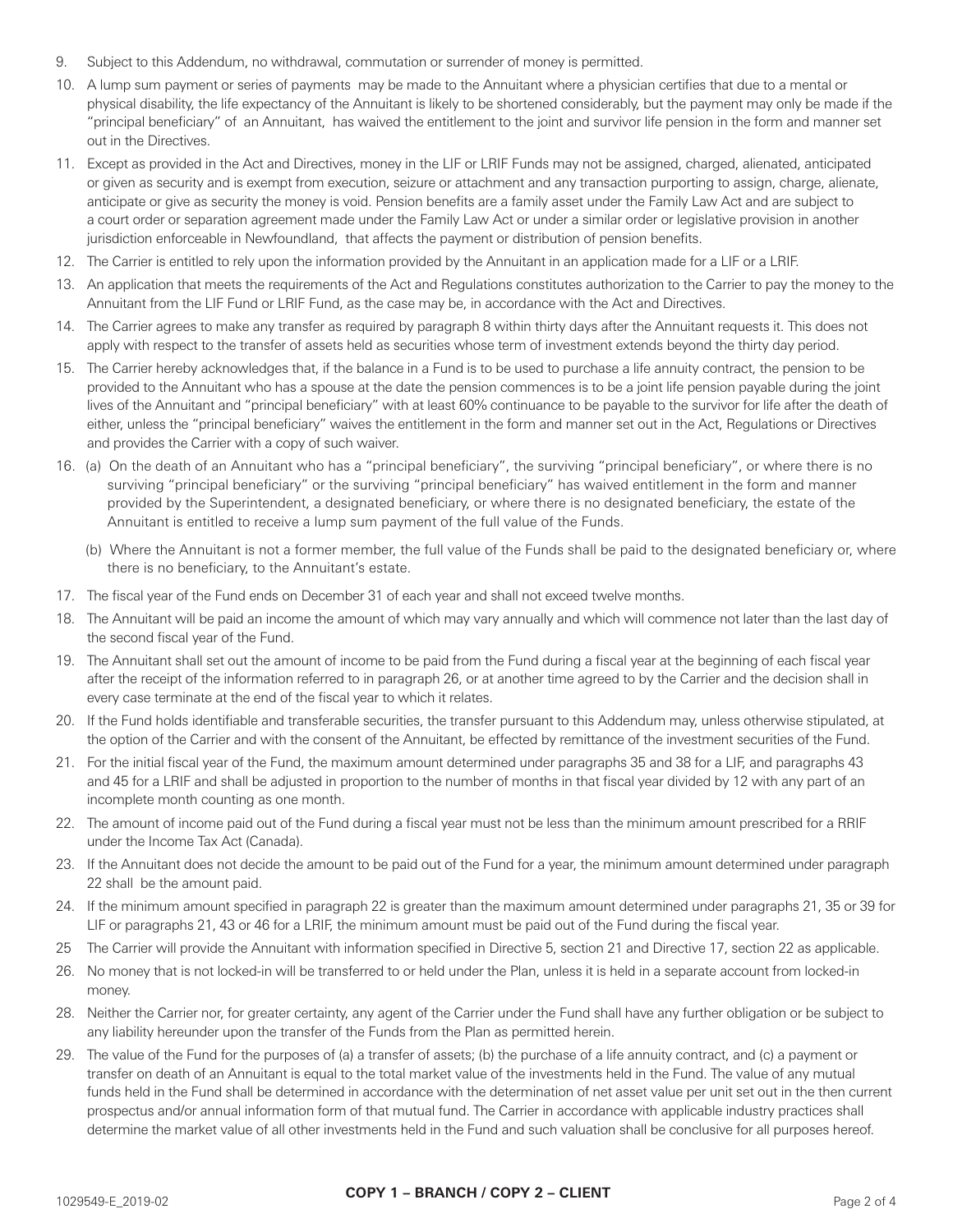9. Subject to this Addendum, no withdrawal, commutation or surrender of money is permitted.
10. A lump sum payment or series of payments may be made to the Annuitant where a physician certifies that due to a mental or physical disability, the life expectancy of the Annuitant is likely to be shortened considerably, but the payment may only be made if the "principal beneficiary" of an Annuitant, has waived the entitlement to the joint and survivor life pension in the form and manner set out in the Directives.
11. Except as provided in the Act and Directives, money in the LIF or LRIF Funds may not be assigned, charged, alienated, anticipated or given as security and is exempt from execution, seizure or attachment and any transaction purporting to assign, charge, alienate, anticipate or give as security the money is void. Pension benefits are a family asset under the Family Law Act and are subject to a court order or separation agreement made under the Family Law Act or under a similar order or legislative provision in another jurisdiction enforceable in Newfoundland, that affects the payment or distribution of pension benefits.
12. The Carrier is entitled to rely upon the information provided by the Annuitant in an application made for a LIF or a LRIF.
13. An application that meets the requirements of the Act and Regulations constitutes authorization to the Carrier to pay the money to the Annuitant from the LIF Fund or LRIF Fund, as the case may be, in accordance with the Act and Directives.
14. The Carrier agrees to make any transfer as required by paragraph 8 within thirty days after the Annuitant requests it. This does not apply with respect to the transfer of assets held as securities whose term of investment extends beyond the thirty day period.
15. The Carrier hereby acknowledges that, if the balance in a Fund is to be used to purchase a life annuity contract, the pension to be provided to the Annuitant who has a spouse at the date the pension commences is to be a joint life pension payable during the joint lives of the Annuitant and "principal beneficiary" with at least 60% continuance to be payable to the survivor for life after the death of either, unless the "principal beneficiary" waives the entitlement in the form and manner set out in the Act, Regulations or Directives and provides the Carrier with a copy of such waiver.
16. (a) On the death of an Annuitant who has a "principal beneficiary", the surviving "principal beneficiary", or where there is no surviving "principal beneficiary" or the surviving "principal beneficiary" has waived entitlement in the form and manner provided by the Superintendent, a designated beneficiary, or where there is no designated beneficiary, the estate of the Annuitant is entitled to receive a lump sum payment of the full value of the Funds.

    (b) Where the Annuitant is not a former member, the full value of the Funds shall be paid to the designated beneficiary or, where there is no beneficiary, to the Annuitant's estate.
17. The fiscal year of the Fund ends on December 31 of each year and shall not exceed twelve months.
18. The Annuitant will be paid an income the amount of which may vary annually and which will commence not later than the last day of the second fiscal year of the Fund.
19. The Annuitant shall set out the amount of income to be paid from the Fund during a fiscal year at the beginning of each fiscal year after the receipt of the information referred to in paragraph 26, or at another time agreed to by the Carrier and the decision shall in every case terminate at the end of the fiscal year to which it relates.
20. If the Fund holds identifiable and transferable securities, the transfer pursuant to this Addendum may, unless otherwise stipulated, at the option of the Carrier and with the consent of the Annuitant, be effected by remittance of the investment securities of the Fund.
21. For the initial fiscal year of the Fund, the maximum amount determined under paragraphs 35 and 38 for a LIF, and paragraphs 43 and 45 for a LRIF and shall be adjusted in proportion to the number of months in that fiscal year divided by 12 with any part of an incomplete month counting as one month.
22. The amount of income paid out of the Fund during a fiscal year must not be less than the minimum amount prescribed for a RRIF under the Income Tax Act (Canada).
23. If the Annuitant does not decide the amount to be paid out of the Fund for a year, the minimum amount determined under paragraph 22 shall be the amount paid.
24. If the minimum amount specified in paragraph 22 is greater than the maximum amount determined under paragraphs 21, 35 or 39 for LIF or paragraphs 21, 43 or 46 for a LRIF, the minimum amount must be paid out of the Fund during the fiscal year.
25 The Carrier will provide the Annuitant with information specified in Directive 5, section 21 and Directive 17, section 22 as applicable.
26. No money that is not locked-in will be transferred to or held under the Plan, unless it is held in a separate account from locked-in money.
28. Neither the Carrier nor, for greater certainty, any agent of the Carrier under the Fund shall have any further obligation or be subject to any liability hereunder upon the transfer of the Funds from the Plan as permitted herein.
29. The value of the Fund for the purposes of (a) a transfer of assets; (b) the purchase of a life annuity contract, and (c) a payment or transfer on death of an Annuitant is equal to the total market value of the investments held in the Fund. The value of any mutual funds held in the Fund shall be determined in accordance with the determination of net asset value per unit set out in the then current prospectus and/or annual information form of that mutual fund. The Carrier in accordance with applicable industry practices shall determine the market value of all other investments held in the Fund and such valuation shall be conclusive for all purposes hereof.

1029549-E_2019-02 **COPY 1 – BRANCH / COPY 2 – CLIENT**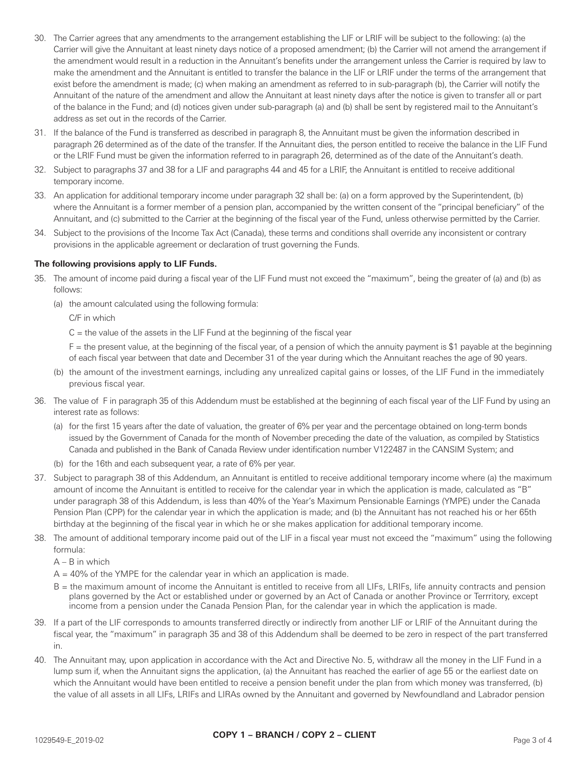30. The Carrier agrees that any amendments to the arrangement establishing the LIF or LRIF will be subject to the following: (a) the Carrier will give the Annuitant at least ninety days notice of a proposed amendment; (b) the Carrier will not amend the arrangement if the amendment would result in a reduction in the Annuitant's benefits under the arrangement unless the Carrier is required by law to make the amendment and the Annuitant is entitled to transfer the balance in the LIF or LRIF under the terms of the arrangement that exist before the amendment is made; (c) when making an amendment as referred to in sub-paragraph (b), the Carrier will notify the Annuitant of the nature of the amendment and allow the Annuitant at least ninety days after the notice is given to transfer all or part of the balance in the Fund; and (d) notices given under sub-paragraph (a) and (b) shall be sent by registered mail to the Annuitant's address as set out in the records of the Carrier.

31. If the balance of the Fund is transferred as described in paragraph 8, the Annuitant must be given the information described in paragraph 26 determined as of the date of the transfer. If the Annuitant dies, the person entitled to receive the balance in the LIF Fund or the LRIF Fund must be given the information referred to in paragraph 26, determined as of the date of the Annuitant's death.

32. Subject to paragraphs 37 and 38 for a LIF and paragraphs 44 and 45 for a LRIF, the Annuitant is entitled to receive additional temporary income.

33. An application for additional temporary income under paragraph 32 shall be: (a) on a form approved by the Superintendent, (b) where the Annuitant is a former member of a pension plan, accompanied by the written consent of the "principal beneficiary" of the Annuitant, and (c) submitted to the Carrier at the beginning of the fiscal year of the Fund, unless otherwise permitted by the Carrier.

34. Subject to the provisions of the Income Tax Act (Canada), these terms and conditions shall override any inconsistent or contrary provisions in the applicable agreement or declaration of trust governing the Funds.

**The following provisions apply to LIF Funds.**

35. The amount of income paid during a fiscal year of the LIF Fund must not exceed the "maximum", being the greater of (a) and (b) as follows:
    (a) the amount calculated using the following formula:

    C/F in which

    C = the value of the assets in the LIF Fund at the beginning of the fiscal year

    F = the present value, at the beginning of the fiscal year, of a pension of which the annuity payment is $1 payable at the beginning of each fiscal year between that date and December 31 of the year during which the Annuitant reaches the age of 90 years.

    (b) the amount of the investment earnings, including any unrealized capital gains or losses, of the LIF Fund in the immediately previous fiscal year.

36. The value of F in paragraph 35 of this Addendum must be established at the beginning of each fiscal year of the LIF Fund by using an interest rate as follows:
    (a) for the first 15 years after the date of valuation, the greater of 6% per year and the percentage obtained on long-term bonds issued by the Government of Canada for the month of November preceding the date of the valuation, as compiled by Statistics Canada and published in the Bank of Canada Review under identification number V122487 in the CANSIM System; and
    (b) for the 16th and each subsequent year, a rate of 6% per year.

37. Subject to paragraph 38 of this Addendum, an Annuitant is entitled to receive additional temporary income where (a) the maximum amount of income the Annuitant is entitled to receive for the calendar year in which the application is made, calculated as "B" under paragraph 38 of this Addendum, is less than 40% of the Year's Maximum Pensionable Earnings (YMPE) under the Canada Pension Plan (CPP) for the calendar year in which the application is made; and (b) the Annuitant has not reached his or her 65th birthday at the beginning of the fiscal year in which he or she makes application for additional temporary income.

38. The amount of additional temporary income paid out of the LIF in a fiscal year must not exceed the "maximum" using the following formula:

    A – B in which

    A = 40% of the YMPE for the calendar year in which an application is made.

    B = the maximum amount of income the Annuitant is entitled to receive from all LIFs, LRIFs, life annuity contracts and pension plans governed by the Act or established under or governed by an Act of Canada or another Province or Terrritory, except income from a pension under the Canada Pension Plan, for the calendar year in which the application is made.

39. If a part of the LIF corresponds to amounts transferred directly or indirectly from another LIF or LRIF of the Annuitant during the fiscal year, the "maximum" in paragraph 35 and 38 of this Addendum shall be deemed to be zero in respect of the part transferred in.

40. The Annuitant may, upon application in accordance with the Act and Directive No. 5, withdraw all the money in the LIF Fund in a lump sum if, when the Annuitant signs the application, (a) the Annuitant has reached the earlier of age 55 or the earliest date on which the Annuitant would have been entitled to receive a pension benefit under the plan from which money was transferred, (b) the value of all assets in all LIFs, LRIFs and LIRAs owned by the Annuitant and governed by Newfoundland and Labrador pension

**COPY 1 – BRANCH / COPY 2 – CLIENT**

1029549-E_2019-02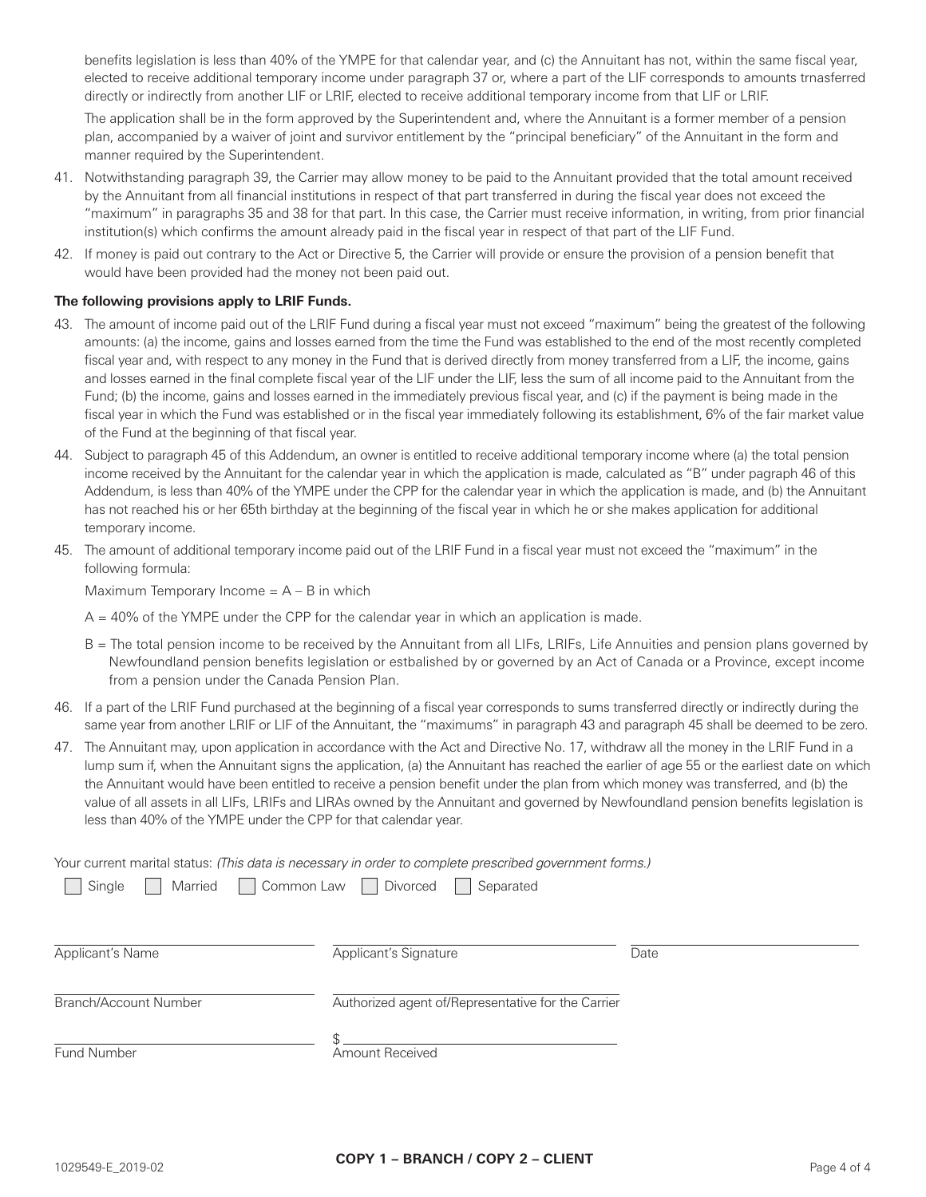benefits legislation is less than 40% of the YMPE for that calendar year, and (c) the Annuitant has not, within the same fiscal year, elected to receive additional temporary income under paragraph 37 or, where a part of the LIF corresponds to amounts trnasferred directly or indirectly from another LIF or LRIF, elected to receive additional temporary income from that LIF or LRIF.

The application shall be in the form approved by the Superintendent and, where the Annuitant is a former member of a pension plan, accompanied by a waiver of joint and survivor entitlement by the "principal beneficiary" of the Annuitant in the form and manner required by the Superintendent.

41. Notwithstanding paragraph 39, the Carrier may allow money to be paid to the Annuitant provided that the total amount received by the Annuitant from all financial institutions in respect of that part transferred in during the fiscal year does not exceed the "maximum" in paragraphs 35 and 38 for that part. In this case, the Carrier must receive information, in writing, from prior financial institution(s) which confirms the amount already paid in the fiscal year in respect of that part of the LIF Fund.
42. If money is paid out contrary to the Act or Directive 5, the Carrier will provide or ensure the provision of a pension benefit that would have been provided had the money not been paid out.

**The following provisions apply to LRIF Funds.**

43. The amount of income paid out of the LRIF Fund during a fiscal year must not exceed "maximum" being the greatest of the following amounts: (a) the income, gains and losses earned from the time the Fund was established to the end of the most recently completed fiscal year and, with respect to any money in the Fund that is derived directly from money transferred from a LIF, the income, gains and losses earned in the final complete fiscal year of the LIF under the LIF, less the sum of all income paid to the Annuitant from the Fund; (b) the income, gains and losses earned in the immediately previous fiscal year, and (c) if the payment is being made in the fiscal year in which the Fund was established or in the fiscal year immediately following its establishment, 6% of the fair market value of the Fund at the beginning of that fiscal year.
44. Subject to paragraph 45 of this Addendum, an owner is entitled to receive additional temporary income where (a) the total pension income received by the Annuitant for the calendar year in which the application is made, calculated as "B" under pagraph 46 of this Addendum, is less than 40% of the YMPE under the CPP for the calendar year in which the application is made, and (b) the Annuitant has not reached his or her 65th birthday at the beginning of the fiscal year in which he or she makes application for additional temporary income.
45. The amount of additional temporary income paid out of the LRIF Fund in a fiscal year must not exceed the "maximum" in the following formula:

    Maximum Temporary Income = A – B in which

    A = 40% of the YMPE under the CPP for the calendar year in which an application is made.

    B = The total pension income to be received by the Annuitant from all LIFs, LRIFs, Life Annuities and pension plans governed by Newfoundland pension benefits legislation or estbalished by or governed by an Act of Canada or a Province, except income from a pension under the Canada Pension Plan.

46. If a part of the LRIF Fund purchased at the beginning of a fiscal year corresponds to sums transferred directly or indirectly during the same year from another LRIF or LIF of the Annuitant, the "maximums" in paragraph 43 and paragraph 45 shall be deemed to be zero.
47. The Annuitant may, upon application in accordance with the Act and Directive No. 17, withdraw all the money in the LRIF Fund in a lump sum if, when the Annuitant signs the application, (a) the Annuitant has reached the earlier of age 55 or the earliest date on which the Annuitant would have been entitled to receive a pension benefit under the plan from which money was transferred, and (b) the value of all assets in all LIFs, LRIFs and LIRAs owned by the Annuitant and governed by Newfoundland pension benefits legislation is less than 40% of the YMPE under the CPP for that calendar year.

Your current marital status: *(This data is necessary in order to complete prescribed government forms.)*

☐ Single ☐ Married ☐ Common Law ☐ Divorced ☐ Separated

Applicant's Name ____________ Applicant's Signature ____________ Date ____________

Branch/Account Number ____________ Authorized agent of/Representative for the Carrier ____________

Fund Number ____________ $ ____________ Amount Received

**COPY 1 – BRANCH / COPY 2 – CLIENT**

1029549-E_2019-02